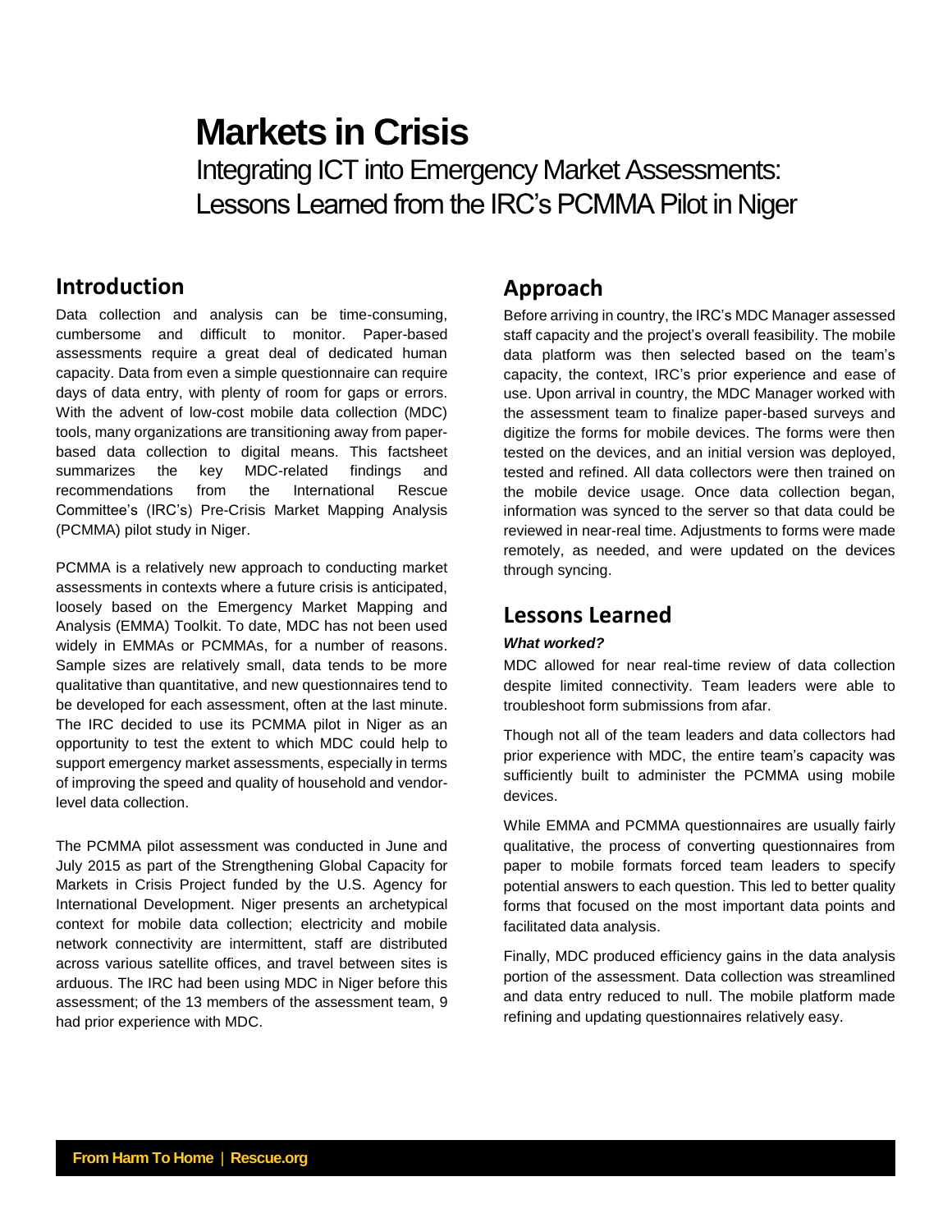# Markets in Crisis

Integrating ICT into Emergency Market Assessments: Lessons Learned from the IRC's PCMMA Pilot in Niger

## Introduction

Data collection and analysis can be time-consuming, cumbersome and difficult to monitor. Paper-based assessments require a great deal of dedicated human capacity. Data from even a simple questionnaire can require days of data entry, with plenty of room for gaps or errors. With the advent of low-cost mobile data collection (MDC) tools, many organizations are transitioning away from paper-based data collection to digital means. This factsheet summarizes the key MDC-related findings and recommendations from the International Rescue Committee's (IRC's) Pre-Crisis Market Mapping Analysis (PCMMA) pilot study in Niger.

PCMMA is a relatively new approach to conducting market assessments in contexts where a future crisis is anticipated, loosely based on the Emergency Market Mapping and Analysis (EMMA) Toolkit. To date, MDC has not been used widely in EMMAs or PCMMAs, for a number of reasons. Sample sizes are relatively small, data tends to be more qualitative than quantitative, and new questionnaires tend to be developed for each assessment, often at the last minute. The IRC decided to use its PCMMA pilot in Niger as an opportunity to test the extent to which MDC could help to support emergency market assessments, especially in terms of improving the speed and quality of household and vendor-level data collection.

The PCMMA pilot assessment was conducted in June and July 2015 as part of the Strengthening Global Capacity for Markets in Crisis Project funded by the U.S. Agency for International Development. Niger presents an archetypical context for mobile data collection; electricity and mobile network connectivity are intermittent, staff are distributed across various satellite offices, and travel between sites is arduous. The IRC had been using MDC in Niger before this assessment; of the 13 members of the assessment team, 9 had prior experience with MDC.

## Approach

Before arriving in country, the IRC's MDC Manager assessed staff capacity and the project's overall feasibility. The mobile data platform was then selected based on the team's capacity, the context, IRC's prior experience and ease of use. Upon arrival in country, the MDC Manager worked with the assessment team to finalize paper-based surveys and digitize the forms for mobile devices. The forms were then tested on the devices, and an initial version was deployed, tested and refined. All data collectors were then trained on the mobile device usage. Once data collection began, information was synced to the server so that data could be reviewed in near-real time. Adjustments to forms were made remotely, as needed, and were updated on the devices through syncing.

## Lessons Learned

***What worked?***

MDC allowed for near real-time review of data collection despite limited connectivity. Team leaders were able to troubleshoot form submissions from afar.

Though not all of the team leaders and data collectors had prior experience with MDC, the entire team's capacity was sufficiently built to administer the PCMMA using mobile devices.

While EMMA and PCMMA questionnaires are usually fairly qualitative, the process of converting questionnaires from paper to mobile formats forced team leaders to specify potential answers to each question. This led to better quality forms that focused on the most important data points and facilitated data analysis.

Finally, MDC produced efficiency gains in the data analysis portion of the assessment. Data collection was streamlined and data entry reduced to null. The mobile platform made refining and updating questionnaires relatively easy.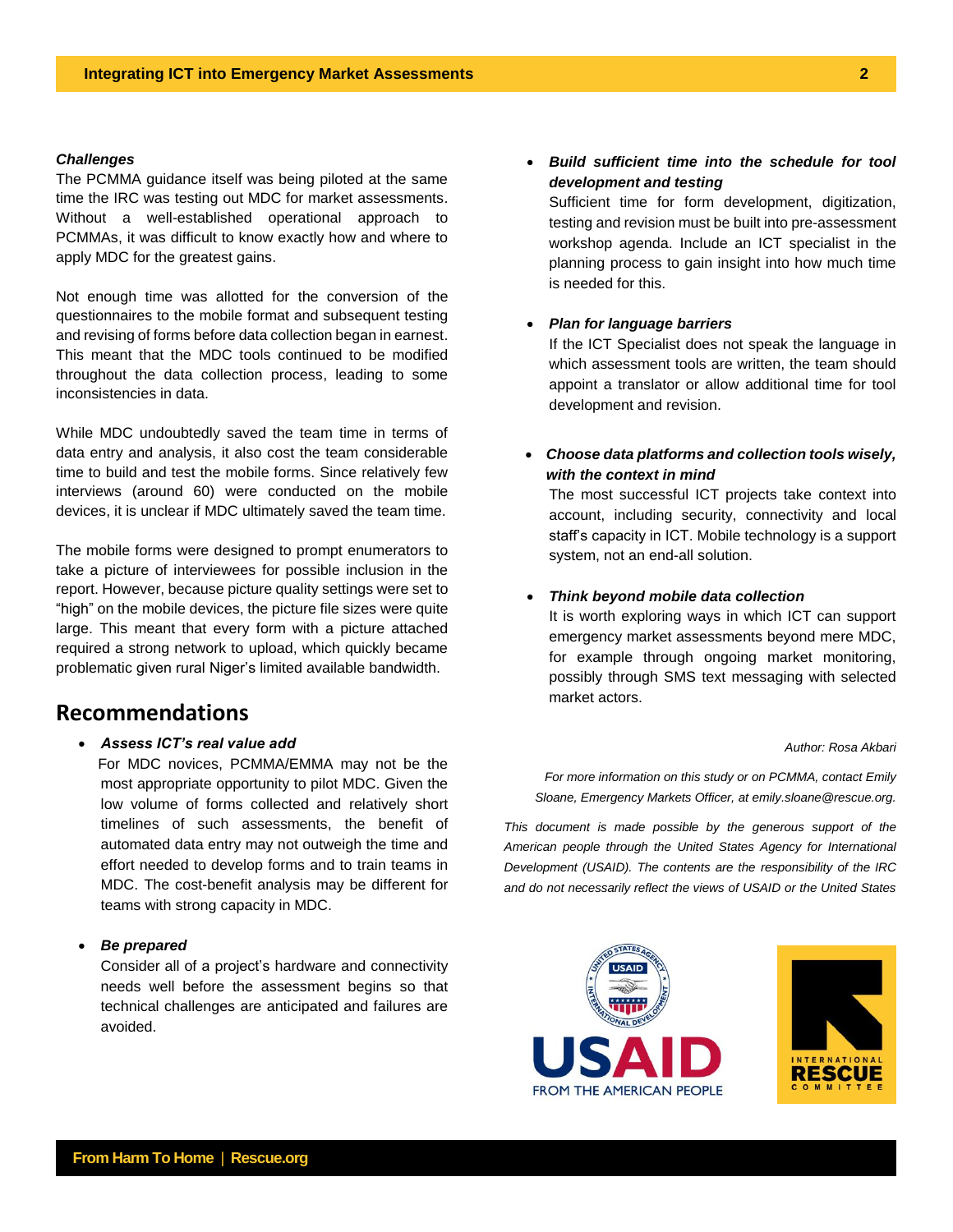***Challenges***

The PCMMA guidance itself was being piloted at the same time the IRC was testing out MDC for market assessments. Without a well-established operational approach to PCMMAs, it was difficult to know exactly how and where to apply MDC for the greatest gains.

Not enough time was allotted for the conversion of the questionnaires to the mobile format and subsequent testing and revising of forms before data collection began in earnest. This meant that the MDC tools continued to be modified throughout the data collection process, leading to some inconsistencies in data.

While MDC undoubtedly saved the team time in terms of data entry and analysis, it also cost the team considerable time to build and test the mobile forms. Since relatively few interviews (around 60) were conducted on the mobile devices, it is unclear if MDC ultimately saved the team time.

The mobile forms were designed to prompt enumerators to take a picture of interviewees for possible inclusion in the report. However, because picture quality settings were set to "high" on the mobile devices, the picture file sizes were quite large. This meant that every form with a picture attached required a strong network to upload, which quickly became problematic given rural Niger's limited available bandwidth.

## Recommendations

- ***Assess ICT's real value add***
  For MDC novices, PCMMA/EMMA may not be the most appropriate opportunity to pilot MDC. Given the low volume of forms collected and relatively short timelines of such assessments, the benefit of automated data entry may not outweigh the time and effort needed to develop forms and to train teams in MDC. The cost-benefit analysis may be different for teams with strong capacity in MDC.

- ***Be prepared***
  Consider all of a project's hardware and connectivity needs well before the assessment begins so that technical challenges are anticipated and failures are avoided.

- ***Build sufficient time into the schedule for tool development and testing***
  Sufficient time for form development, digitization, testing and revision must be built into pre-assessment workshop agenda. Include an ICT specialist in the planning process to gain insight into how much time is needed for this.

- ***Plan for language barriers***
  If the ICT Specialist does not speak the language in which assessment tools are written, the team should appoint a translator or allow additional time for tool development and revision.

- ***Choose data platforms and collection tools wisely, with the context in mind***
  The most successful ICT projects take context into account, including security, connectivity and local staff's capacity in ICT. Mobile technology is a support system, not an end-all solution.

- ***Think beyond mobile data collection***
  It is worth exploring ways in which ICT can support emergency market assessments beyond mere MDC, for example through ongoing market monitoring, possibly through SMS text messaging with selected market actors.

*Author: Rosa Akbari*

*For more information on this study or on PCMMA, contact Emily Sloane, Emergency Markets Officer, at emily.sloane@rescue.org.*

*This document is made possible by the generous support of the American people through the United States Agency for International Development (USAID). The contents are the responsibility of the IRC and do not necessarily reflect the views of USAID or the United States*

USAID
FROM THE AMERICAN PEOPLE

INTERNATIONAL RESCUE COMMITTEE